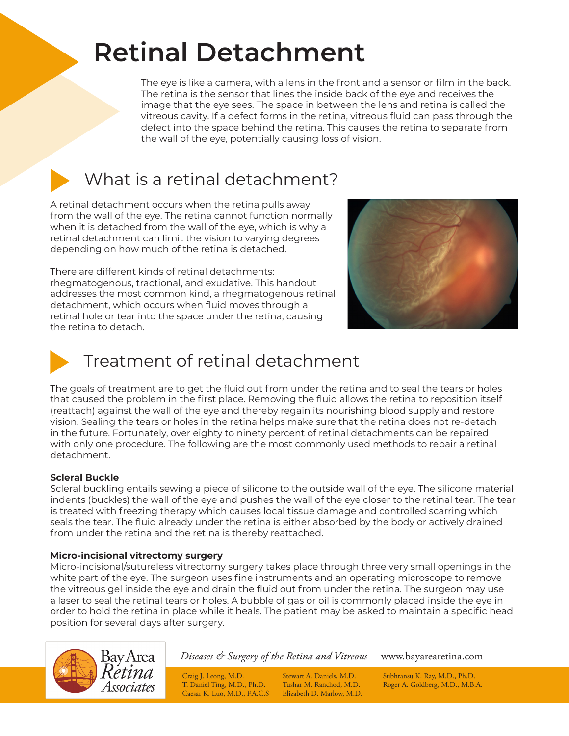# Retinal Detachment

The eye is like a camera, with a lens in the front and a sensor or film in the back. The retina is the sensor that lines the inside back of the eye and receives the image that the eye sees. The space in between the lens and retina is called the vitreous cavity. If a defect forms in the retina, vitreous fluid can pass through the defect into the space behind the retina. This causes the retina to separate from the wall of the eye, potentially causing loss of vision.

## What is a retinal detachment?

A retinal detachment occurs when the retina pulls away from the wall of the eye. The retina cannot function normally when it is detached from the wall of the eye, which is why a retinal detachment can limit the vision to varying degrees depending on how much of the retina is detached.

There are different kinds of retinal detachments: rhegmatogenous, tractional, and exudative. This handout addresses the most common kind, a rhegmatogenous retinal detachment, which occurs when fluid moves through a retinal hole or tear into the space under the retina, causing the retina to detach.

## Treatment of retinal detachment

The goals of treatment are to get the fluid out from under the retina and to seal the tears or holes that caused the problem in the first place. Removing the fluid allows the retina to reposition itself (reattach) against the wall of the eye and thereby regain its nourishing blood supply and restore vision. Sealing the tears or holes in the retina helps make sure that the retina does not re-detach in the future. Fortunately, over eighty to ninety percent of retinal detachments can be repaired with only one procedure. The following are the most commonly used methods to repair a retinal detachment.

**Scleral Buckle**
Scleral buckling entails sewing a piece of silicone to the outside wall of the eye. The silicone material indents (buckles) the wall of the eye and pushes the wall of the eye closer to the retinal tear. The tear is treated with freezing therapy which causes local tissue damage and controlled scarring which seals the tear. The fluid already under the retina is either absorbed by the body or actively drained from under the retina and the retina is thereby reattached.

**Micro-incisional vitrectomy surgery**
Micro-incisional/sutureless vitrectomy surgery takes place through three very small openings in the white part of the eye. The surgeon uses fine instruments and an operating microscope to remove the vitreous gel inside the eye and drain the fluid out from under the retina. The surgeon may use a laser to seal the retinal tears or holes. A bubble of gas or oil is commonly placed inside the eye in order to hold the retina in place while it heals. The patient may be asked to maintain a specific head position for several days after surgery.

Bay Area Retina Associates

*Diseases & Surgery of the Retina and Vitreous* www.bayarearetina.com

Craig J. Leong, M.D.
T. Daniel Ting, M.D., Ph.D.
Caesar K. Luo, M.D., F.A.C.S
Stewart A. Daniels, M.D.
Tushar M. Ranchod, M.D.
Elizabeth D. Marlow, M.D.
Subhransu K. Ray, M.D., Ph.D.
Roger A. Goldberg, M.D., M.B.A.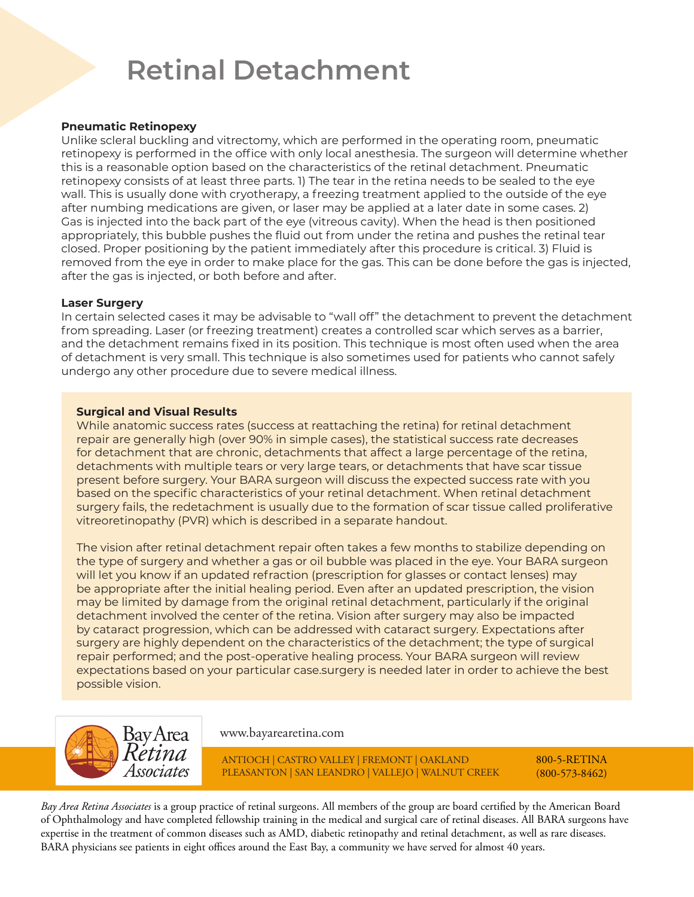# Retinal Detachment

**Pneumatic Retinopexy**

Unlike scleral buckling and vitrectomy, which are performed in the operating room, pneumatic retinopexy is performed in the office with only local anesthesia. The surgeon will determine whether this is a reasonable option based on the characteristics of the retinal detachment. Pneumatic retinopexy consists of at least three parts. 1) The tear in the retina needs to be sealed to the eye wall. This is usually done with cryotherapy, a freezing treatment applied to the outside of the eye after numbing medications are given, or laser may be applied at a later date in some cases. 2) Gas is injected into the back part of the eye (vitreous cavity). When the head is then positioned appropriately, this bubble pushes the fluid out from under the retina and pushes the retinal tear closed. Proper positioning by the patient immediately after this procedure is critical. 3) Fluid is removed from the eye in order to make place for the gas. This can be done before the gas is injected, after the gas is injected, or both before and after.

**Laser Surgery**

In certain selected cases it may be advisable to "wall off" the detachment to prevent the detachment from spreading. Laser (or freezing treatment) creates a controlled scar which serves as a barrier, and the detachment remains fixed in its position. This technique is most often used when the area of detachment is very small. This technique is also sometimes used for patients who cannot safely undergo any other procedure due to severe medical illness.

**Surgical and Visual Results**

While anatomic success rates (success at reattaching the retina) for retinal detachment repair are generally high (over 90% in simple cases), the statistical success rate decreases for detachment that are chronic, detachments that affect a large percentage of the retina, detachments with multiple tears or very large tears, or detachments that have scar tissue present before surgery. Your BARA surgeon will discuss the expected success rate with you based on the specific characteristics of your retinal detachment. When retinal detachment surgery fails, the redetachment is usually due to the formation of scar tissue called proliferative vitreoretinopathy (PVR) which is described in a separate handout.

The vision after retinal detachment repair often takes a few months to stabilize depending on the type of surgery and whether a gas or oil bubble was placed in the eye. Your BARA surgeon will let you know if an updated refraction (prescription for glasses or contact lenses) may be appropriate after the initial healing period. Even after an updated prescription, the vision may be limited by damage from the original retinal detachment, particularly if the original detachment involved the center of the retina. Vision after surgery may also be impacted by cataract progression, which can be addressed with cataract surgery. Expectations after surgery are highly dependent on the characteristics of the detachment; the type of surgical repair performed; and the post-operative healing process. Your BARA surgeon will review expectations based on your particular case.surgery is needed later in order to achieve the best possible vision.

Bay Area Retina Associates

www.bayarearetina.com

ANTIOCH | CASTRO VALLEY | FREMONT | OAKLAND
PLEASANTON | SAN LEANDRO | VALLEJO | WALNUT CREEK

800-5-RETINA
(800-573-8462)

*Bay Area Retina Associates* is a group practice of retinal surgeons. All members of the group are board certified by the American Board of Ophthalmology and have completed fellowship training in the medical and surgical care of retinal diseases. All BARA surgeons have expertise in the treatment of common diseases such as AMD, diabetic retinopathy and retinal detachment, as well as rare diseases. BARA physicians see patients in eight offices around the East Bay, a community we have served for almost 40 years.